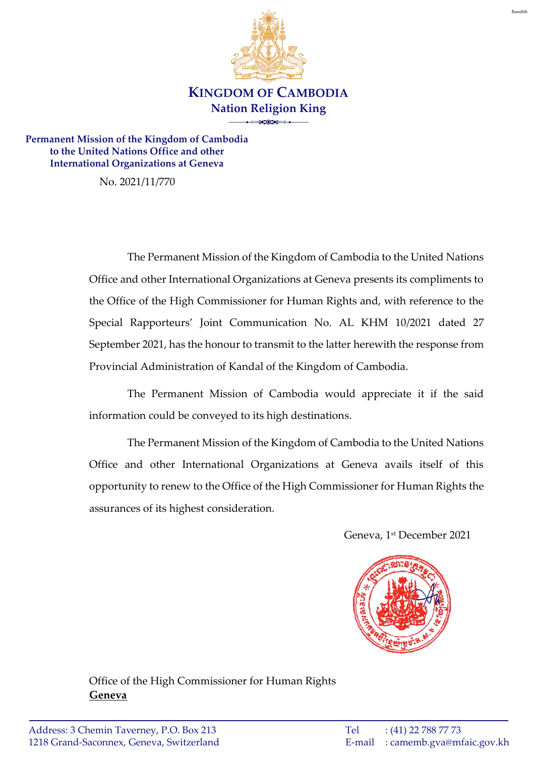# KINGDOM OF CAMBODIA

**Nation Religion King**

**Permanent Mission of the Kingdom of Cambodia**
**to the United Nations Office and other**
**International Organizations at Geneva**

No. 2021/11/770

The Permanent Mission of the Kingdom of Cambodia to the United Nations Office and other International Organizations at Geneva presents its compliments to the Office of the High Commissioner for Human Rights and, with reference to the Special Rapporteurs' Joint Communication No. AL KHM 10/2021 dated 27 September 2021, has the honour to transmit to the latter herewith the response from Provincial Administration of Kandal of the Kingdom of Cambodia.

The Permanent Mission of Cambodia would appreciate it if the said information could be conveyed to its high destinations.

The Permanent Mission of the Kingdom of Cambodia to the United Nations Office and other International Organizations at Geneva avails itself of this opportunity to renew to the Office of the High Commissioner for Human Rights the assurances of its highest consideration.

Geneva, 1st December 2021

Office of the High Commissioner for Human Rights
**Geneva**

Address: 3 Chemin Taverney, P.O. Box 213
1218 Grand-Saconnex, Geneva, Switzerland

Tel : (41) 22 788 77 73
E-mail : camemb.gva@mfaic.gov.kh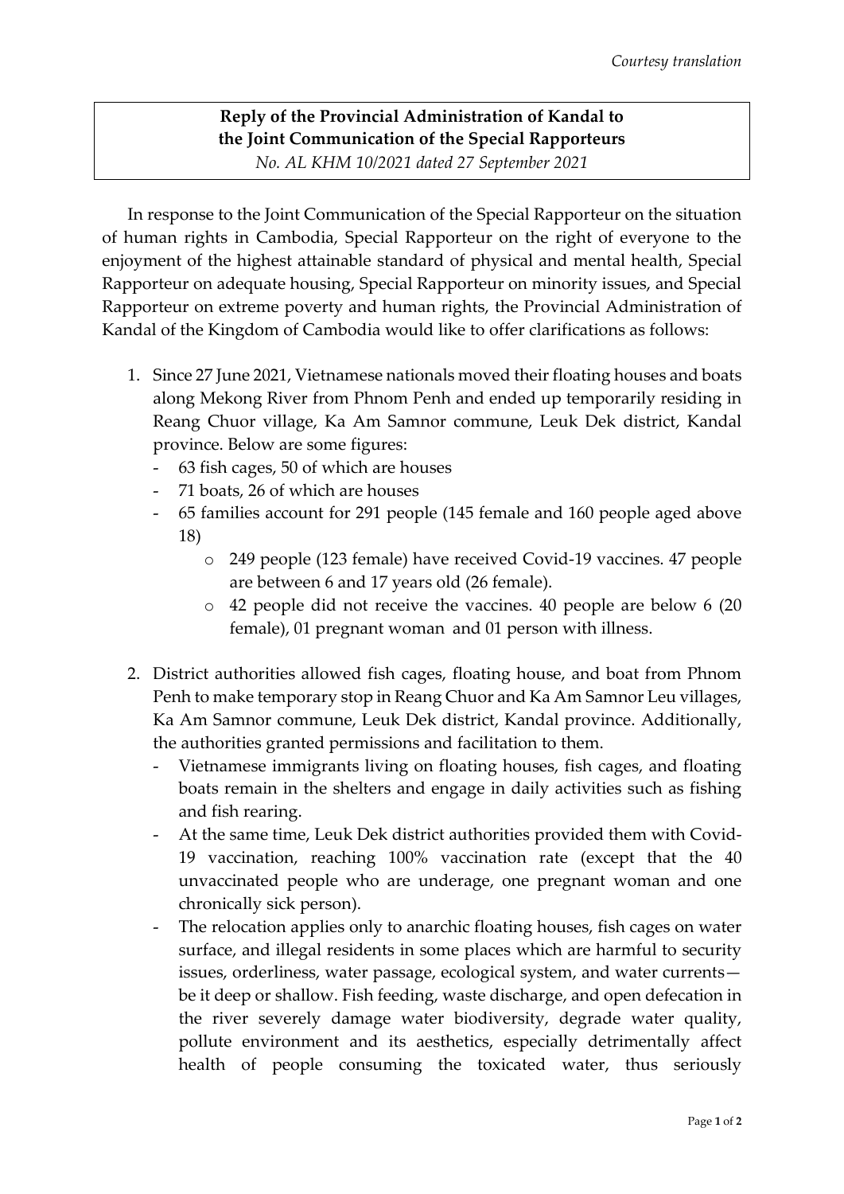*Courtesy translation*

**Reply of the Provincial Administration of Kandal to the Joint Communication of the Special Rapporteurs**
*No. AL KHM 10/2021 dated 27 September 2021*

In response to the Joint Communication of the Special Rapporteur on the situation of human rights in Cambodia, Special Rapporteur on the right of everyone to the enjoyment of the highest attainable standard of physical and mental health, Special Rapporteur on adequate housing, Special Rapporteur on minority issues, and Special Rapporteur on extreme poverty and human rights, the Provincial Administration of Kandal of the Kingdom of Cambodia would like to offer clarifications as follows:

1. Since 27 June 2021, Vietnamese nationals moved their floating houses and boats along Mekong River from Phnom Penh and ended up temporarily residing in Reang Chuor village, Ka Am Samnor commune, Leuk Dek district, Kandal province. Below are some figures:
   - 63 fish cages, 50 of which are houses
   - 71 boats, 26 of which are houses
   - 65 families account for 291 people (145 female and 160 people aged above 18)
     - 249 people (123 female) have received Covid-19 vaccines. 47 people are between 6 and 17 years old (26 female).
     - 42 people did not receive the vaccines. 40 people are below 6 (20 female), 01 pregnant woman and 01 person with illness.

2. District authorities allowed fish cages, floating house, and boat from Phnom Penh to make temporary stop in Reang Chuor and Ka Am Samnor Leu villages, Ka Am Samnor commune, Leuk Dek district, Kandal province. Additionally, the authorities granted permissions and facilitation to them.
   - Vietnamese immigrants living on floating houses, fish cages, and floating boats remain in the shelters and engage in daily activities such as fishing and fish rearing.
   - At the same time, Leuk Dek district authorities provided them with Covid-19 vaccination, reaching 100% vaccination rate (except that the 40 unvaccinated people who are underage, one pregnant woman and one chronically sick person).
   - The relocation applies only to anarchic floating houses, fish cages on water surface, and illegal residents in some places which are harmful to security issues, orderliness, water passage, ecological system, and water currents—be it deep or shallow. Fish feeding, waste discharge, and open defecation in the river severely damage water biodiversity, degrade water quality, pollute environment and its aesthetics, especially detrimentally affect health of people consuming the toxicated water, thus seriously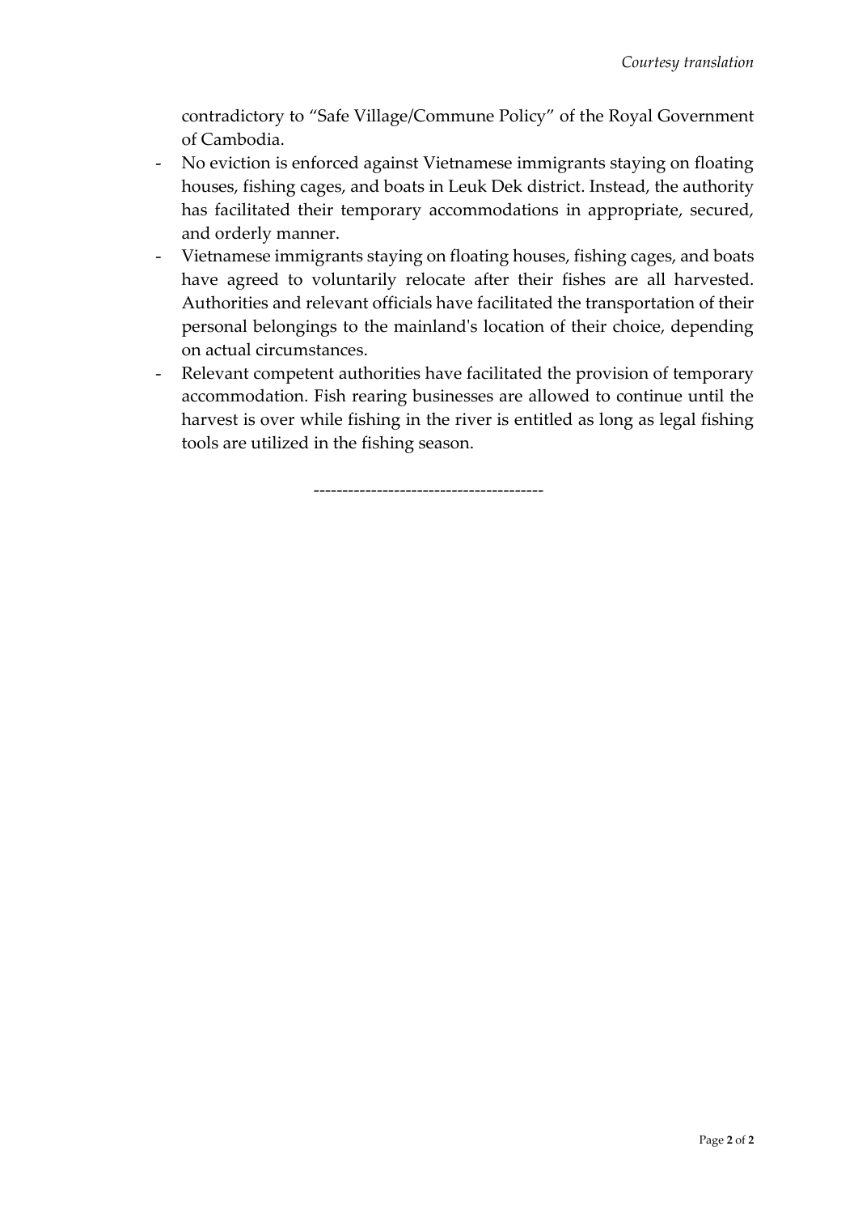contradictory to "Safe Village/Commune Policy" of the Royal Government of Cambodia.

- No eviction is enforced against Vietnamese immigrants staying on floating houses, fishing cages, and boats in Leuk Dek district. Instead, the authority has facilitated their temporary accommodations in appropriate, secured, and orderly manner.
- Vietnamese immigrants staying on floating houses, fishing cages, and boats have agreed to voluntarily relocate after their fishes are all harvested. Authorities and relevant officials have facilitated the transportation of their personal belongings to the mainland's location of their choice, depending on actual circumstances.
- Relevant competent authorities have facilitated the provision of temporary accommodation. Fish rearing businesses are allowed to continue until the harvest is over while fishing in the river is entitled as long as legal fishing tools are utilized in the fishing season.

---------------------------------------